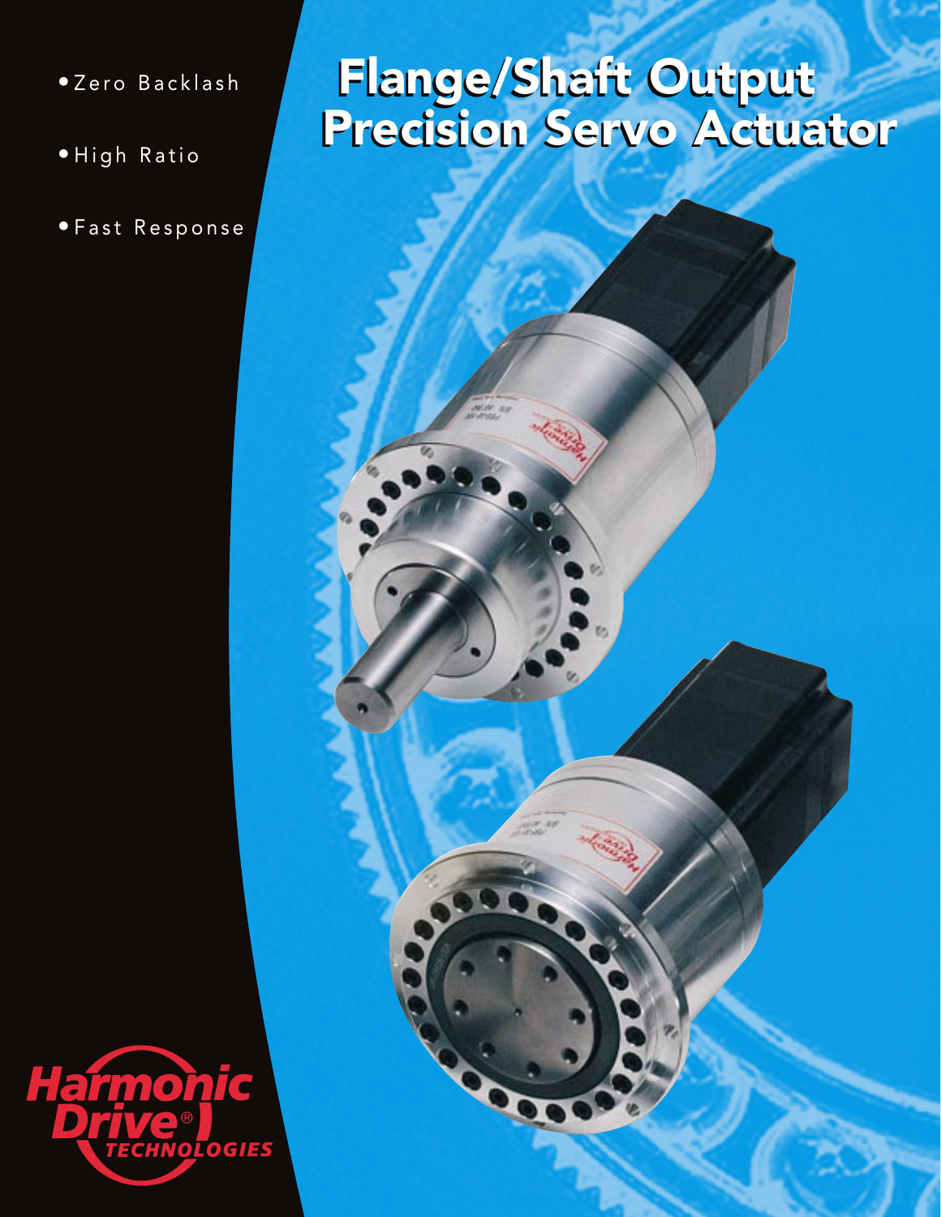# Flange/Shaft Output Precision Servo Actuator

- Zero Backlash
- High Ratio
- Fast Response

Harmonic Drive® TECHNOLOGIES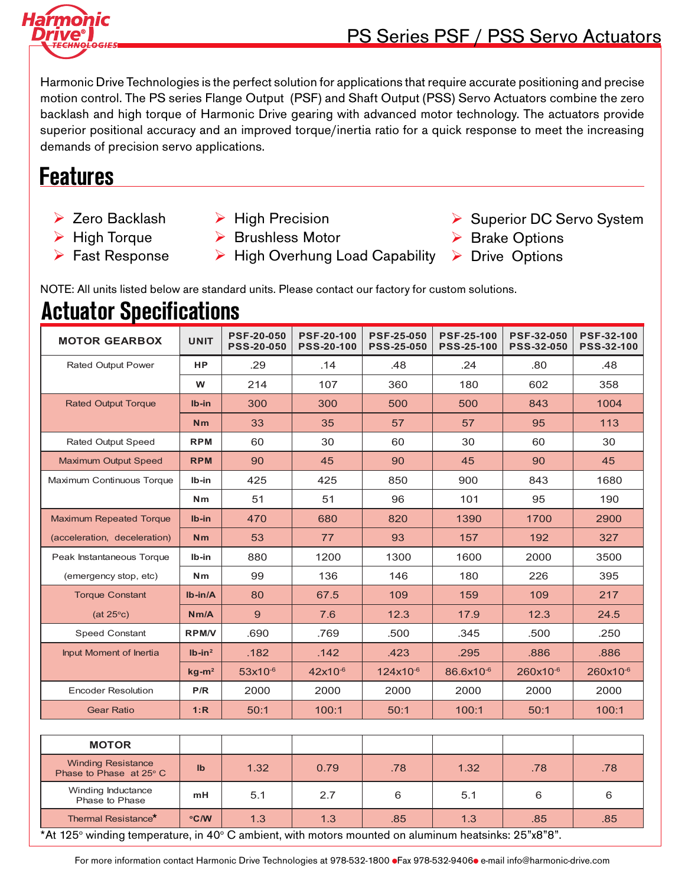# PS Series PSF / PSS Servo Actuators

Harmonic Drive Technologies is the perfect solution for applications that require accurate positioning and precise motion control. The PS series Flange Output (PSF) and Shaft Output (PSS) Servo Actuators combine the zero backlash and high torque of Harmonic Drive gearing with advanced motor technology. The actuators provide superior positional accuracy and an improved torque/inertia ratio for a quick response to meet the increasing demands of precision servo applications.

## Features

- Zero Backlash
- High Torque
- Fast Response
- High Precision
- Brushless Motor
- High Overhung Load Capability
- Superior DC Servo System
- Brake Options
- Drive Options

NOTE: All units listed below are standard units. Please contact our factory for custom solutions.

## Actuator Specifications

| MOTOR GEARBOX | UNIT | PSF-20-050 PSS-20-050 | PSF-20-100 PSS-20-100 | PSF-25-050 PSS-25-050 | PSF-25-100 PSS-25-100 | PSF-32-050 PSS-32-050 | PSF-32-100 PSS-32-100 |
|---|---|---|---|---|---|---|---|
| Rated Output Power | HP | .29 | .14 | .48 | .24 | .80 | .48 |
| | W | 214 | 107 | 360 | 180 | 602 | 358 |
| Rated Output Torque | lb-in | 300 | 300 | 500 | 500 | 843 | 1004 |
| | Nm | 33 | 35 | 57 | 57 | 95 | 113 |
| Rated Output Speed | RPM | 60 | 30 | 60 | 30 | 60 | 30 |
| Maximum Output Speed | RPM | 90 | 45 | 90 | 45 | 90 | 45 |
| Maximum Continuous Torque | lb-in | 425 | 425 | 850 | 900 | 843 | 1680 |
| | Nm | 51 | 51 | 96 | 101 | 95 | 190 |
| Maximum Repeated Torque | lb-in | 470 | 680 | 820 | 1390 | 1700 | 2900 |
| (acceleration, deceleration) | Nm | 53 | 77 | 93 | 157 | 192 | 327 |
| Peak Instantaneous Torque | lb-in | 880 | 1200 | 1300 | 1600 | 2000 | 3500 |
| (emergency stop, etc) | Nm | 99 | 136 | 146 | 180 | 226 | 395 |
| Torque Constant | lb-in/A | 80 | 67.5 | 109 | 159 | 109 | 217 |
| (at 25°c) | Nm/A | 9 | 7.6 | 12.3 | 17.9 | 12.3 | 24.5 |
| Speed Constant | RPM/V | .690 | .769 | .500 | .345 | .500 | .250 |
| Input Moment of Inertia | lb-in² | .182 | .142 | .423 | .295 | .886 | .886 |
| | kg-m² | $53 \times 10^{-6}$ | $42 \times 10^{-6}$ | $124 \times 10^{-6}$ | $86.6 \times 10^{-6}$ | $260 \times 10^{-6}$ | $260 \times 10^{-6}$ |
| Encoder Resolution | P/R | 2000 | 2000 | 2000 | 2000 | 2000 | 2000 |
| Gear Ratio | 1:R | 50:1 | 100:1 | 50:1 | 100:1 | 50:1 | 100:1 |

| MOTOR | | | | | | | |
|---|---|---|---|---|---|---|---|
| Winding Resistance Phase to Phase at 25° C | lb | 1.32 | 0.79 | .78 | 1.32 | .78 | .78 |
| Winding Inductance Phase to Phase | mH | 5.1 | 2.7 | 6 | 5.1 | 6 | 6 |
| Thermal Resistance* | °C/W | 1.3 | 1.3 | .85 | 1.3 | .85 | .85 |

*At 125° winding temperature, in 40° C ambient, with motors mounted on aluminum heatsinks: 25"x8"8".

For more information contact Harmonic Drive Technologies at 978-532-1800 • Fax 978-532-9406 • e-mail info@harmonic-drive.com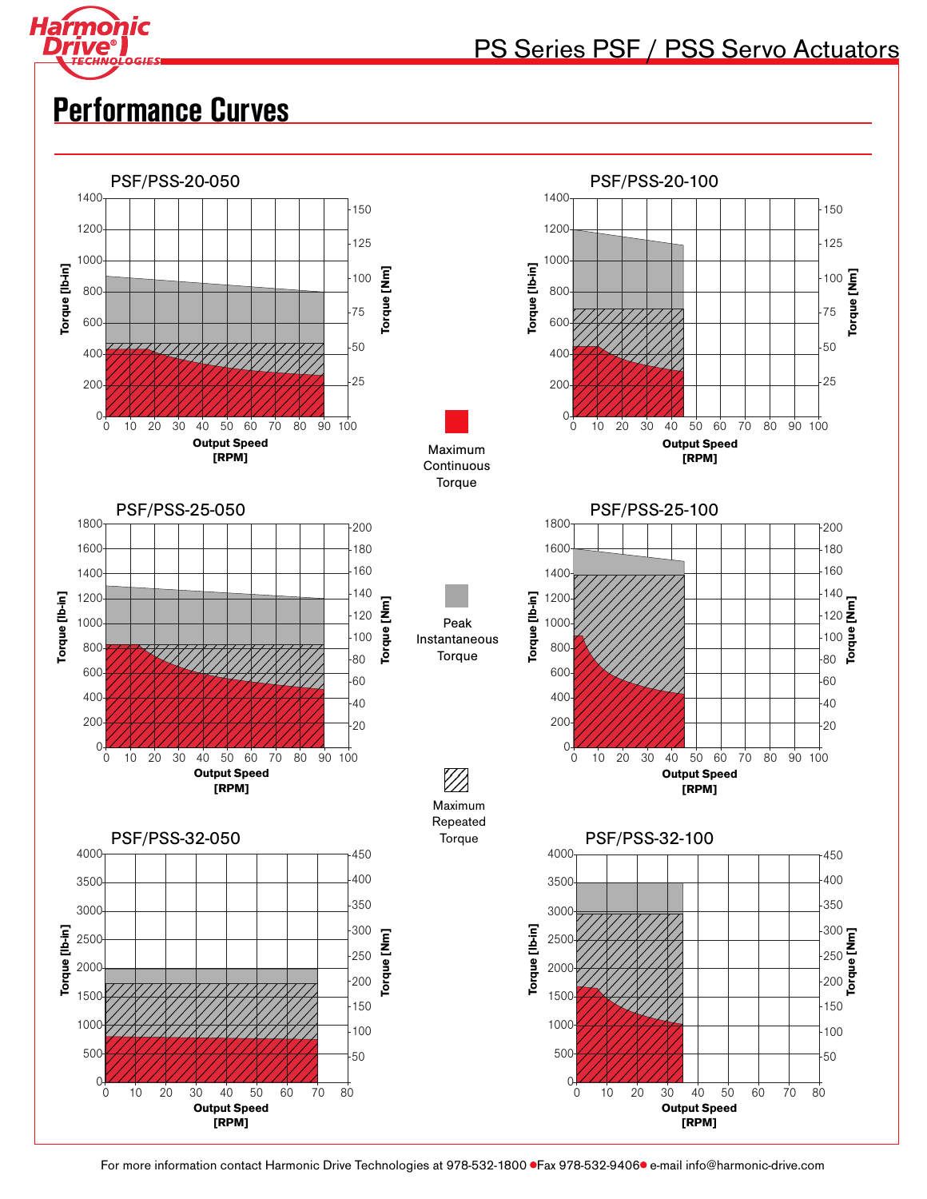## Performance Curves

PSF/PSS-20-050

PSF/PSS-20-100

PSF/PSS-25-050

PSF/PSS-25-100

PSF/PSS-32-050

PSF/PSS-32-100

Torque [lb-in]

Torque [Nm]

Output Speed [RPM]

Maximum Continuous Torque

Peak Instantaneous Torque

Maximum Repeated Torque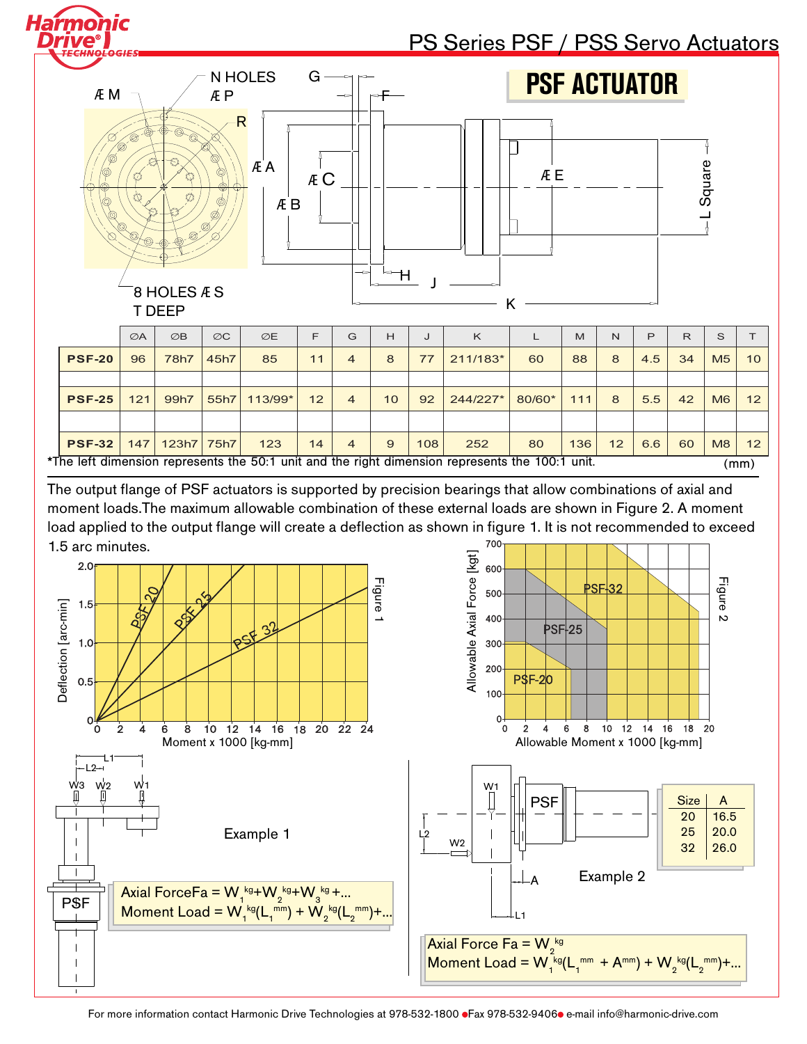# PSF ACTUATOR

|  | ∅A | ∅B | ∅C | ∅E | F | G | H | J | K | L | M | N | P | R | S | T |
|---|---|---|---|---|---|---|---|---|---|---|---|---|---|---|---|---|
| **PSF-20** | 96 | 78h7 | 45h7 | 85 | 11 | 4 | 8 | 77 | 211/183* | 60 | 88 | 8 | 4.5 | 34 | M5 | 10 |
| **PSF-25** | 121 | 99h7 | 55h7 | 113/99* | 12 | 4 | 10 | 92 | 244/227* | 80/60* | 111 | 8 | 5.5 | 42 | M6 | 12 |
| **PSF-32** | 147 | 123h7 | 75h7 | 123 | 14 | 4 | 9 | 108 | 252 | 80 | 136 | 12 | 6.6 | 60 | M8 | 12 |

*The left dimension represents the 50:1 unit and the right dimension represents the 100:1 unit. (mm)

The output flange of PSF actuators is supported by precision bearings that allow combinations of axial and moment loads.The maximum allowable combination of these external loads are shown in Figure 2. A moment load applied to the output flange will create a deflection as shown in figure 1. It is not recommended to exceed 1.5 arc minutes.

Figure 1

Figure 2

Example 1

Axial Force $Fa = W_1^{kg} + W_2^{kg} + W_3^{kg} + \ldots$

Moment Load $= W_1^{kg}(L_1^{mm}) + W_2^{kg}(L_2^{mm}) + \ldots$

Example 2

| Size | A |
|---|---|
| 20 | 16.5 |
| 25 | 20.0 |
| 32 | 26.0 |

Axial Force $Fa = W_2^{kg}$

Moment Load $= W_1^{kg}(L_1^{mm} + A^{mm}) + W_2^{kg}(L_2^{mm}) + \ldots$

For more information contact Harmonic Drive Technologies at 978-532-1800 ●Fax 978-532-9406● e-mail info@harmonic-drive.com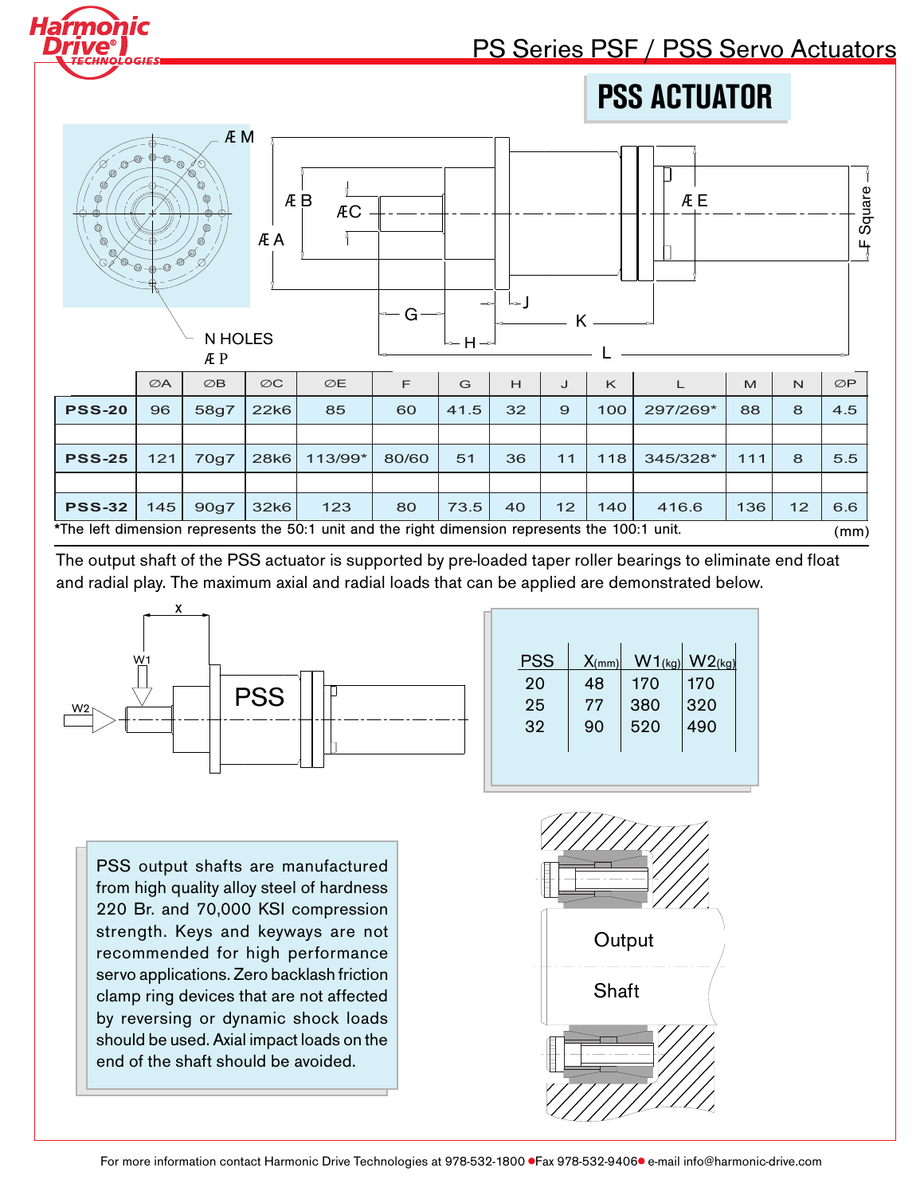## PSS ACTUATOR

| | ∅A | ∅B | ∅C | ∅E | F | G | H | J | K | L | M | N | ∅P |
|---|---|---|---|---|---|---|---|---|---|---|---|---|---|
| **PSS-20** | 96 | 58g7 | 22k6 | 85 | 60 | 41.5 | 32 | 9 | 100 | 297/269* | 88 | 8 | 4.5 |
| **PSS-25** | 121 | 70g7 | 28k6 | 113/99* | 80/60 | 51 | 36 | 11 | 118 | 345/328* | 111 | 8 | 5.5 |
| **PSS-32** | 145 | 90g7 | 32k6 | 123 | 80 | 73.5 | 40 | 12 | 140 | 416.6 | 136 | 12 | 6.6 |

*The left dimension represents the 50:1 unit and the right dimension represents the 100:1 unit. (mm)

The output shaft of the PSS actuator is supported by pre-loaded taper roller bearings to eliminate end float and radial play. The maximum axial and radial loads that can be applied are demonstrated below.

| PSS | X(mm) | W1(kg) | W2(kg) |
|---|---|---|---|
| 20 | 48 | 170 | 170 |
| 25 | 77 | 380 | 320 |
| 32 | 90 | 520 | 490 |

PSS output shafts are manufactured from high quality alloy steel of hardness 220 Br. and 70,000 KSI compression strength. Keys and keyways are not recommended for high performance servo applications. Zero backlash friction clamp ring devices that are not affected by reversing or dynamic shock loads should be used. Axial impact loads on the end of the shaft should be avoided.

For more information contact Harmonic Drive Technologies at 978-532-1800 • Fax 978-532-9406 • e-mail info@harmonic-drive.com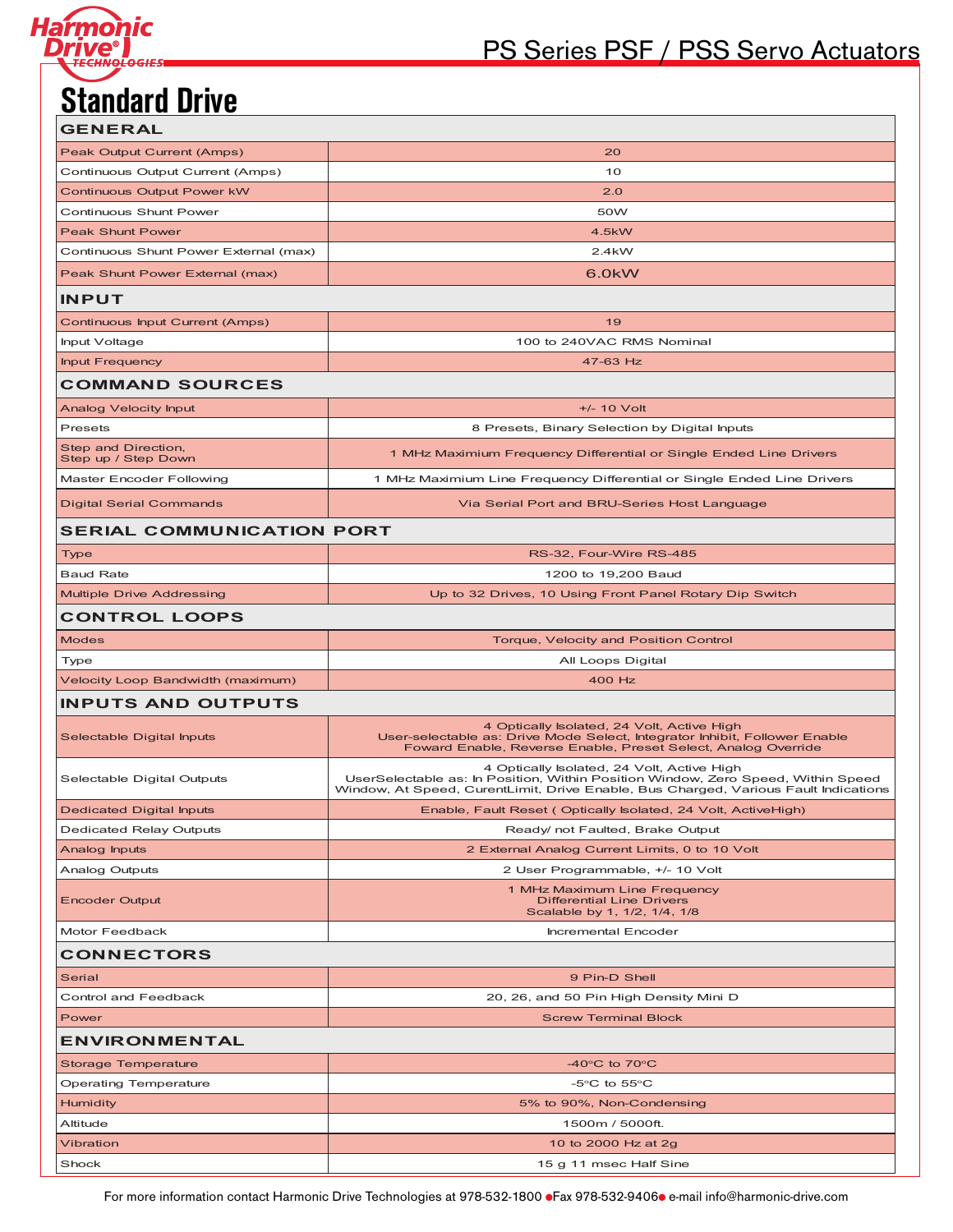# Standard Drive

| GENERAL | |
|---|---|
| Peak Output Current (Amps) | 20 |
| Continuous Output Current (Amps) | 10 |
| Continuous Output Power kW | 2.0 |
| Continuous Shunt Power | 50W |
| Peak Shunt Power | 4.5kW |
| Continuous Shunt Power External (max) | 2.4kW |
| Peak Shunt Power External (max) | 6.0kW |
| **INPUT** | |
| Continuous Input Current (Amps) | 19 |
| Input Voltage | 100 to 240VAC RMS Nominal |
| Input Frequency | 47-63 Hz |
| **COMMAND SOURCES** | |
| Analog Velocity Input | +/- 10 Volt |
| Presets | 8 Presets, Binary Selection by Digital Inputs |
| Step and Direction, Step up / Step Down | 1 MHz Maximium Frequency Differential or Single Ended Line Drivers |
| Master Encoder Following | 1 MHz Maximium Line Frequency Differential or Single Ended Line Drivers |
| Digital Serial Commands | Via Serial Port and BRU-Series Host Language |
| **SERIAL COMMUNICATION PORT** | |
| Type | RS-32, Four-Wire RS-485 |
| Baud Rate | 1200 to 19,200 Baud |
| Multiple Drive Addressing | Up to 32 Drives, 10 Using Front Panel Rotary Dip Switch |
| **CONTROL LOOPS** | |
| Modes | Torque, Velocity and Position Control |
| Type | All Loops Digital |
| Velocity Loop Bandwidth (maximum) | 400 Hz |
| **INPUTS AND OUTPUTS** | |
| Selectable Digital Inputs | 4 Optically Isolated, 24 Volt, Active High<br>User-selectable as: Drive Mode Select, Integrator Inhibit, Follower Enable<br>Foward Enable, Reverse Enable, Preset Select, Analog Override |
| Selectable Digital Outputs | 4 Optically Isolated, 24 Volt, Active High<br>UserSelectable as: In Position, Within Position Window, Zero Speed, Within Speed<br>Window, At Speed, CurentLimit, Drive Enable, Bus Charged, Various Fault Indications |
| Dedicated Digital Inputs | Enable, Fault Reset ( Optically Isolated, 24 Volt, ActiveHigh) |
| Dedicated Relay Outputs | Ready/ not Faulted, Brake Output |
| Analog Inputs | 2 External Analog Current Limits, 0 to 10 Volt |
| Analog Outputs | 2 User Programmable, +/- 10 Volt |
| Encoder Output | 1 MHz Maximum Line Frequency<br>Differential Line Drivers<br>Scalable by 1, 1/2, 1/4, 1/8 |
| Motor Feedback | Incremental Encoder |
| **CONNECTORS** | |
| Serial | 9 Pin-D Shell |
| Control and Feedback | 20, 26, and 50 Pin High Density Mini D |
| Power | Screw Terminal Block |
| **ENVIRONMENTAL** | |
| Storage Temperature | -40°C to 70°C |
| Operating Temperature | -5°C to 55°C |
| Humidity | 5% to 90%, Non-Condensing |
| Altitude | 1500m / 5000ft. |
| Vibration | 10 to 2000 Hz at 2g |
| Shock | 15 g 11 msec Half Sine |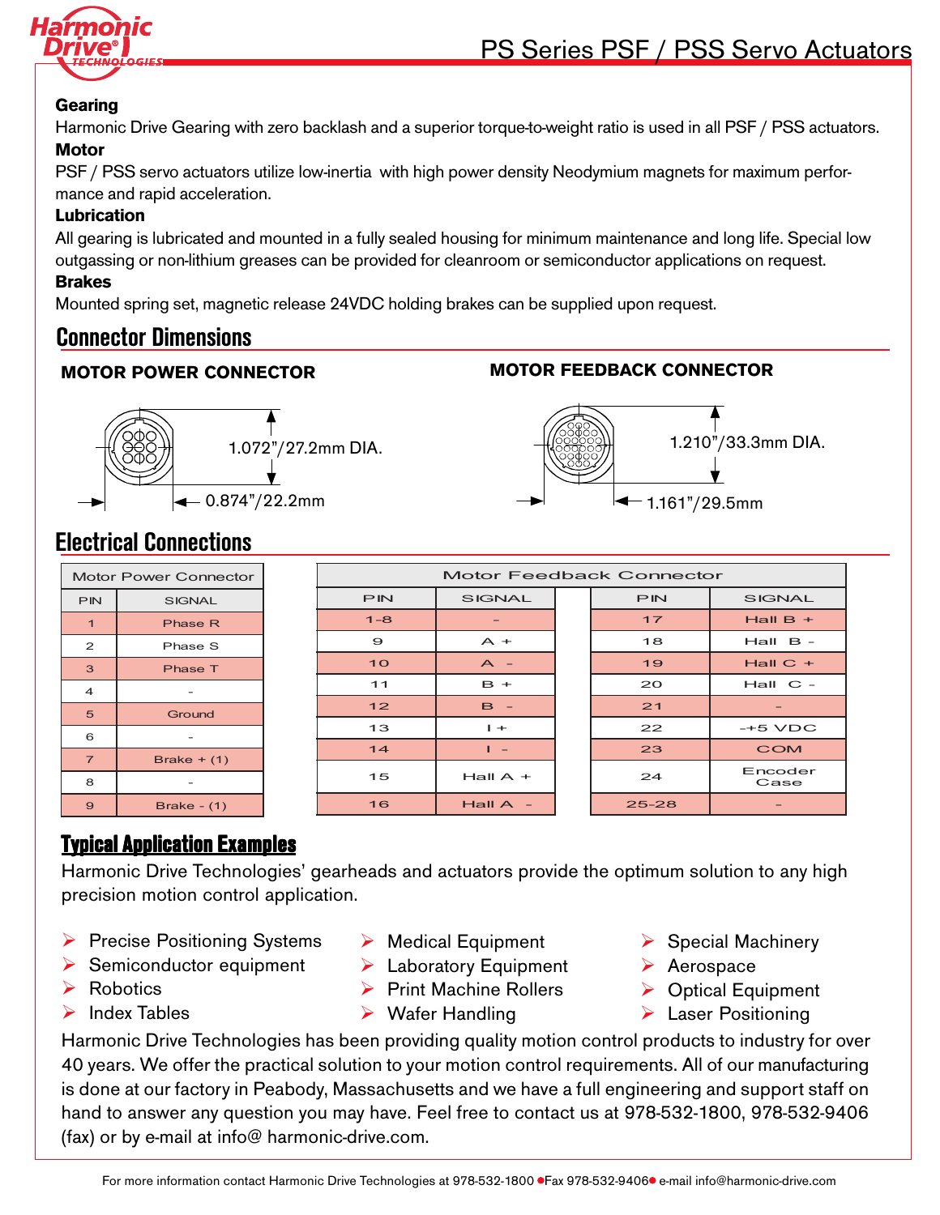### Gearing

Harmonic Drive Gearing with zero backlash and a superior torque-to-weight ratio is used in all PSF / PSS actuators.

### Motor

PSF / PSS servo actuators utilize low-inertia with high power density Neodymium magnets for maximum performance and rapid acceleration.

### Lubrication

All gearing is lubricated and mounted in a fully sealed housing for minimum maintenance and long life. Special low outgassing or non-lithium greases can be provided for cleanroom or semiconductor applications on request.

### Brakes

Mounted spring set, magnetic release 24VDC holding brakes can be supplied upon request.

## Connector Dimensions

**MOTOR POWER CONNECTOR**

1.072"/27.2mm DIA.

0.874"/22.2mm

**MOTOR FEEDBACK CONNECTOR**

1.210"/33.3mm DIA.

1.161"/29.5mm

## Electrical Connections

| Motor Power Connector | |
|---|---|
| PIN | SIGNAL |
| 1 | Phase R |
| 2 | Phase S |
| 3 | Phase T |
| 4 | - |
| 5 | Ground |
| 6 | - |
| 7 | Brake + (1) |
| 8 | - |
| 9 | Brake - (1) |

| Motor Feedback Connector | | | |
|---|---|---|---|
| PIN | SIGNAL | PIN | SIGNAL |
| 1-8 | - | 17 | Hall B + |
| 9 | A + | 18 | Hall B - |
| 10 | A - | 19 | Hall C + |
| 11 | B + | 20 | Hall C - |
| 12 | B - | 21 | - |
| 13 | I + | 22 | -+5 VDC |
| 14 | I - | 23 | COM |
| 15 | Hall A + | 24 | Encoder Case |
| 16 | Hall A - | 25-28 | - |

## Typical Application Examples

Harmonic Drive Technologies' gearheads and actuators provide the optimum solution to any high precision motion control application.

- Precise Positioning Systems
- Semiconductor equipment
- Robotics
- Index Tables
- Medical Equipment
- Laboratory Equipment
- Print Machine Rollers
- Wafer Handling
- Special Machinery
- Aerospace
- Optical Equipment
- Laser Positioning

Harmonic Drive Technologies has been providing quality motion control products to industry for over 40 years. We offer the practical solution to your motion control requirements. All of our manufacturing is done at our factory in Peabody, Massachusetts and we have a full engineering and support staff on hand to answer any question you may have. Feel free to contact us at 978-532-1800, 978-532-9406 (fax) or by e-mail at info@ harmonic-drive.com.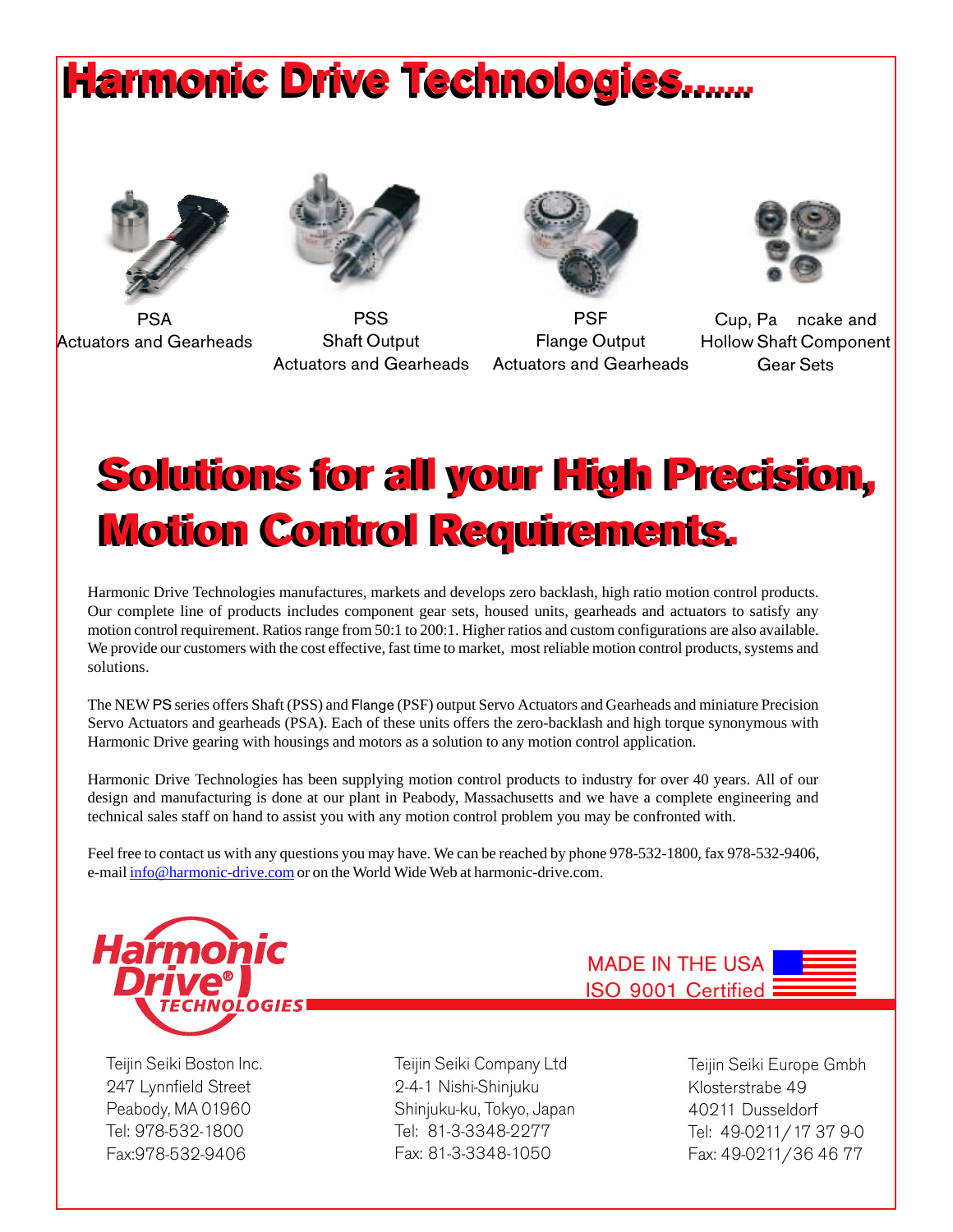# Harmonic Drive Technologies......

PSA
Actuators and Gearheads

PSS
Shaft Output
Actuators and Gearheads

PSF
Flange Output
Actuators and Gearheads

Cup, Pa ncake and
Hollow Shaft Component
Gear Sets

## Solutions for all your High Precision, Motion Control Requirements.

Harmonic Drive Technologies manufactures, markets and develops zero backlash, high ratio motion control products. Our complete line of products includes component gear sets, housed units, gearheads and actuators to satisfy any motion control requirement. Ratios range from 50:1 to 200:1. Higher ratios and custom configurations are also available. We provide our customers with the cost effective, fast time to market, most reliable motion control products, systems and solutions.

The NEW PS series offers Shaft (PSS) and Flange (PSF) output Servo Actuators and Gearheads and miniature Precision Servo Actuators and gearheads (PSA). Each of these units offers the zero-backlash and high torque synonymous with Harmonic Drive gearing with housings and motors as a solution to any motion control application.

Harmonic Drive Technologies has been supplying motion control products to industry for over 40 years. All of our design and manufacturing is done at our plant in Peabody, Massachusetts and we have a complete engineering and technical sales staff on hand to assist you with any motion control problem you may be confronted with.

Feel free to contact us with any questions you may have. We can be reached by phone 978-532-1800, fax 978-532-9406, e-mail info@harmonic-drive.com or on the World Wide Web at harmonic-drive.com.

Harmonic Drive® TECHNOLOGIES

MADE IN THE USA
ISO 9001 Certified

Teijin Seiki Boston Inc.
247 Lynnfield Street
Peabody, MA 01960
Tel: 978-532-1800
Fax:978-532-9406

Teijin Seiki Company Ltd
2-4-1 Nishi-Shinjuku
Shinjuku-ku, Tokyo, Japan
Tel: 81-3-3348-2277
Fax: 81-3-3348-1050

Teijin Seiki Europe Gmbh
Klosterstrabe 49
40211 Dusseldorf
Tel: 49-0211/17 37 9-0
Fax: 49-0211/36 46 77